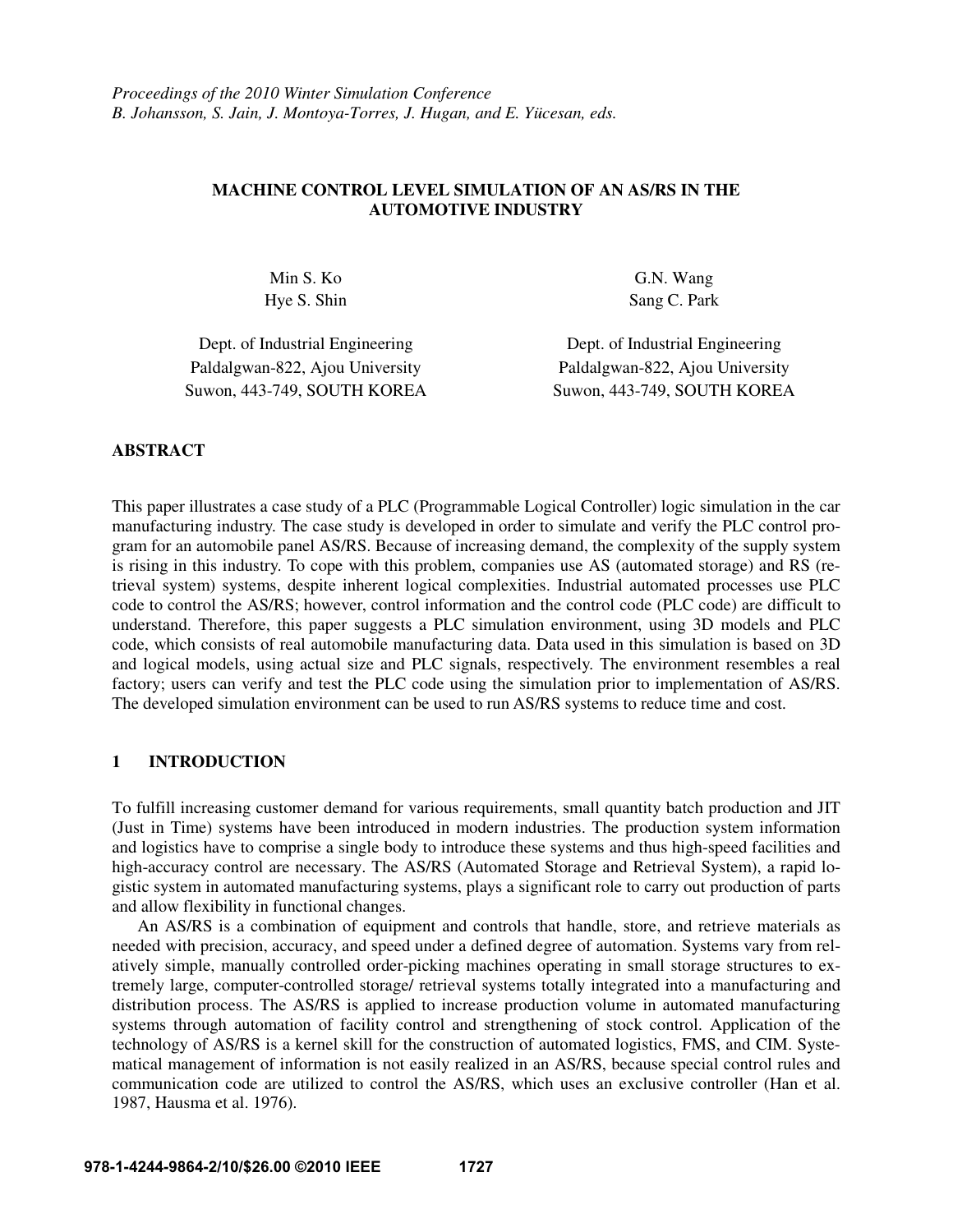*Proceedings of the 2010 Winter Simulation Conference*
*B. Johansson, S. Jain, J. Montoya-Torres, J. Hugan, and E. Yücesan, eds.*

# MACHINE CONTROL LEVEL SIMULATION OF AN AS/RS IN THE AUTOMOTIVE INDUSTRY

Min S. Ko
Hye S. Shin

Dept. of Industrial Engineering
Paldalgwan-822, Ajou University
Suwon, 443-749, SOUTH KOREA

G.N. Wang
Sang C. Park

Dept. of Industrial Engineering
Paldalgwan-822, Ajou University
Suwon, 443-749, SOUTH KOREA

## ABSTRACT

This paper illustrates a case study of a PLC (Programmable Logical Controller) logic simulation in the car manufacturing industry. The case study is developed in order to simulate and verify the PLC control program for an automobile panel AS/RS. Because of increasing demand, the complexity of the supply system is rising in this industry. To cope with this problem, companies use AS (automated storage) and RS (retrieval system) systems, despite inherent logical complexities. Industrial automated processes use PLC code to control the AS/RS; however, control information and the control code (PLC code) are difficult to understand. Therefore, this paper suggests a PLC simulation environment, using 3D models and PLC code, which consists of real automobile manufacturing data. Data used in this simulation is based on 3D and logical models, using actual size and PLC signals, respectively. The environment resembles a real factory; users can verify and test the PLC code using the simulation prior to implementation of AS/RS. The developed simulation environment can be used to run AS/RS systems to reduce time and cost.

## 1 INTRODUCTION

To fulfill increasing customer demand for various requirements, small quantity batch production and JIT (Just in Time) systems have been introduced in modern industries. The production system information and logistics have to comprise a single body to introduce these systems and thus high-speed facilities and high-accuracy control are necessary. The AS/RS (Automated Storage and Retrieval System), a rapid logistic system in automated manufacturing systems, plays a significant role to carry out production of parts and allow flexibility in functional changes.

An AS/RS is a combination of equipment and controls that handle, store, and retrieve materials as needed with precision, accuracy, and speed under a defined degree of automation. Systems vary from relatively simple, manually controlled order-picking machines operating in small storage structures to extremely large, computer-controlled storage/ retrieval systems totally integrated into a manufacturing and distribution process. The AS/RS is applied to increase production volume in automated manufacturing systems through automation of facility control and strengthening of stock control. Application of the technology of AS/RS is a kernel skill for the construction of automated logistics, FMS, and CIM. Systematical management of information is not easily realized in an AS/RS, because special control rules and communication code are utilized to control the AS/RS, which uses an exclusive controller (Han et al. 1987, Hausma et al. 1976).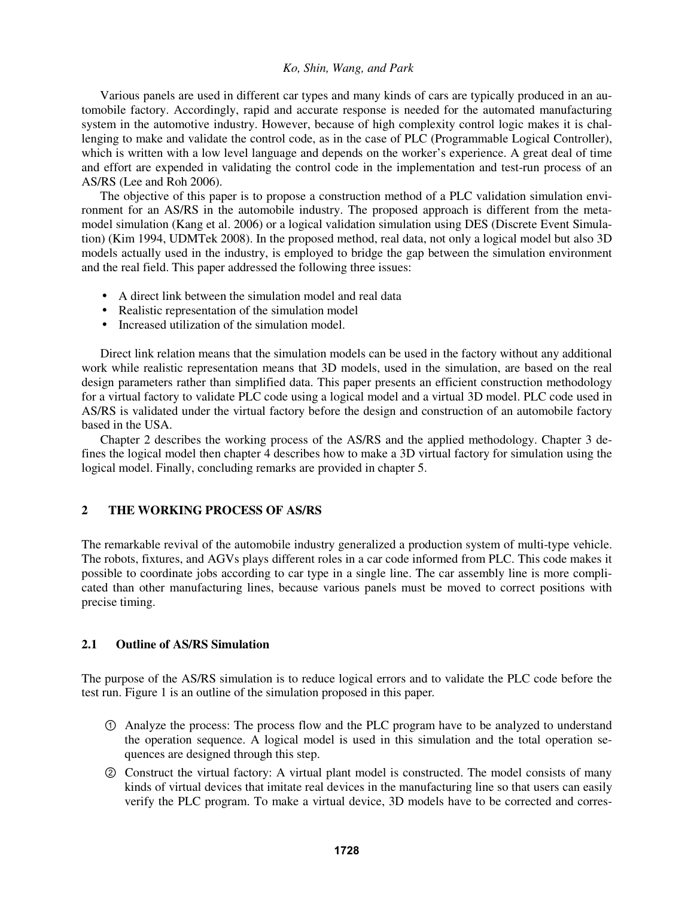Various panels are used in different car types and many kinds of cars are typically produced in an automobile factory. Accordingly, rapid and accurate response is needed for the automated manufacturing system in the automotive industry. However, because of high complexity control logic makes it is challenging to make and validate the control code, as in the case of PLC (Programmable Logical Controller), which is written with a low level language and depends on the worker's experience. A great deal of time and effort are expended in validating the control code in the implementation and test-run process of an AS/RS (Lee and Roh 2006).

The objective of this paper is to propose a construction method of a PLC validation simulation environment for an AS/RS in the automobile industry. The proposed approach is different from the meta-model simulation (Kang et al. 2006) or a logical validation simulation using DES (Discrete Event Simulation) (Kim 1994, UDMTek 2008). In the proposed method, real data, not only a logical model but also 3D models actually used in the industry, is employed to bridge the gap between the simulation environment and the real field. This paper addressed the following three issues:

- A direct link between the simulation model and real data
- Realistic representation of the simulation model
- Increased utilization of the simulation model.

Direct link relation means that the simulation models can be used in the factory without any additional work while realistic representation means that 3D models, used in the simulation, are based on the real design parameters rather than simplified data. This paper presents an efficient construction methodology for a virtual factory to validate PLC code using a logical model and a virtual 3D model. PLC code used in AS/RS is validated under the virtual factory before the design and construction of an automobile factory based in the USA.

Chapter 2 describes the working process of the AS/RS and the applied methodology. Chapter 3 defines the logical model then chapter 4 describes how to make a 3D virtual factory for simulation using the logical model. Finally, concluding remarks are provided in chapter 5.

## 2 THE WORKING PROCESS OF AS/RS

The remarkable revival of the automobile industry generalized a production system of multi-type vehicle. The robots, fixtures, and AGVs plays different roles in a car code informed from PLC. This code makes it possible to coordinate jobs according to car type in a single line. The car assembly line is more complicated than other manufacturing lines, because various panels must be moved to correct positions with precise timing.

### 2.1 Outline of AS/RS Simulation

The purpose of the AS/RS simulation is to reduce logical errors and to validate the PLC code before the test run. Figure 1 is an outline of the simulation proposed in this paper.

① Analyze the process: The process flow and the PLC program have to be analyzed to understand the operation sequence. A logical model is used in this simulation and the total operation sequences are designed through this step.

② Construct the virtual factory: A virtual plant model is constructed. The model consists of many kinds of virtual devices that imitate real devices in the manufacturing line so that users can easily verify the PLC program. To make a virtual device, 3D models have to be corrected and corres-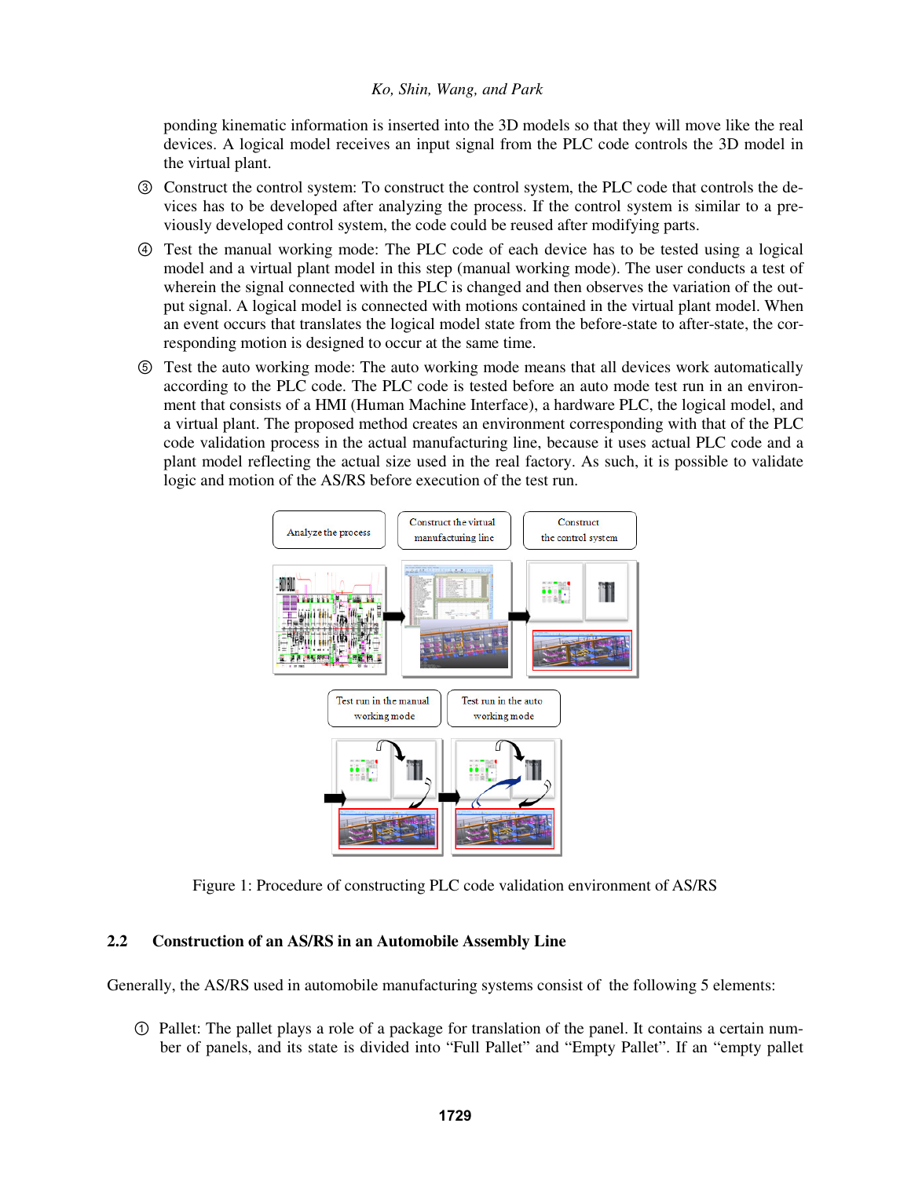ponding kinematic information is inserted into the 3D models so that they will move like the real devices. A logical model receives an input signal from the PLC code controls the 3D model in the virtual plant.

③ Construct the control system: To construct the control system, the PLC code that controls the devices has to be developed after analyzing the process. If the control system is similar to a previously developed control system, the code could be reused after modifying parts.

④ Test the manual working mode: The PLC code of each device has to be tested using a logical model and a virtual plant model in this step (manual working mode). The user conducts a test of wherein the signal connected with the PLC is changed and then observes the variation of the output signal. A logical model is connected with motions contained in the virtual plant model. When an event occurs that translates the logical model state from the before-state to after-state, the corresponding motion is designed to occur at the same time.

⑤ Test the auto working mode: The auto working mode means that all devices work automatically according to the PLC code. The PLC code is tested before an auto mode test run in an environment that consists of a HMI (Human Machine Interface), a hardware PLC, the logical model, and a virtual plant. The proposed method creates an environment corresponding with that of the PLC code validation process in the actual manufacturing line, because it uses actual PLC code and a plant model reflecting the actual size used in the real factory. As such, it is possible to validate logic and motion of the AS/RS before execution of the test run.

Figure 1: Procedure of constructing PLC code validation environment of AS/RS

### 2.2 Construction of an AS/RS in an Automobile Assembly Line

Generally, the AS/RS used in automobile manufacturing systems consist of the following 5 elements:

① Pallet: The pallet plays a role of a package for translation of the panel. It contains a certain number of panels, and its state is divided into "Full Pallet" and "Empty Pallet". If an "empty pallet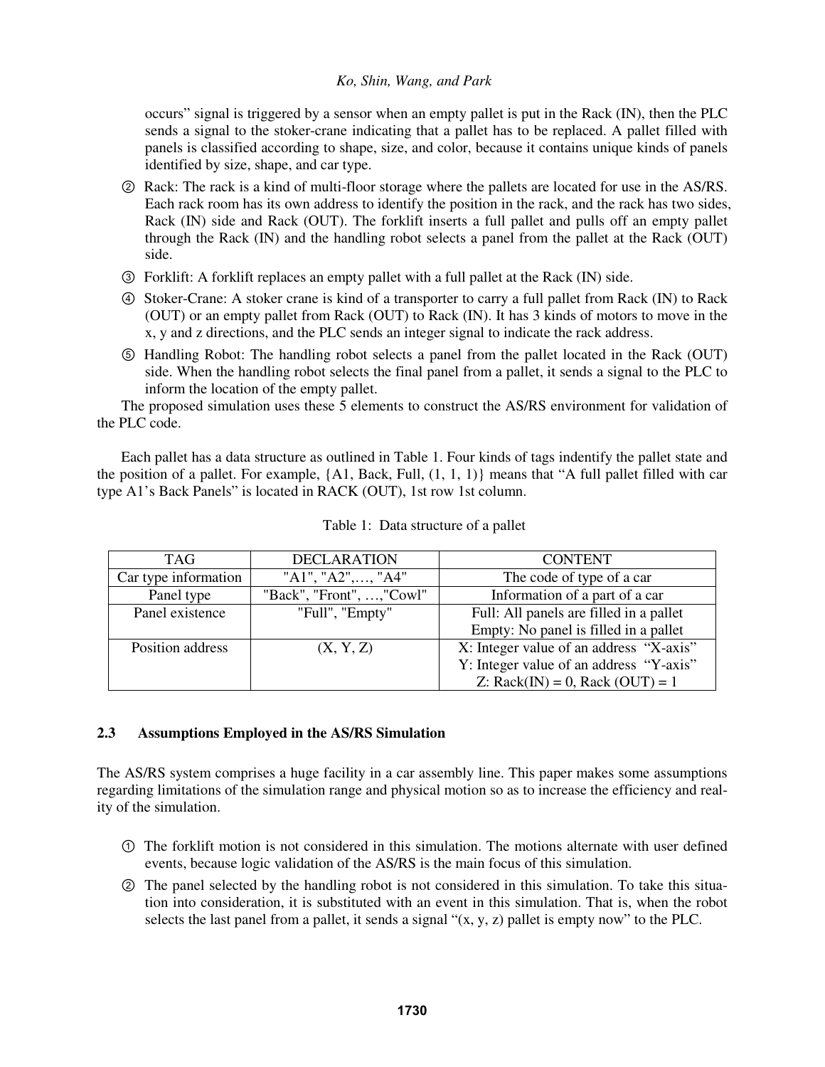occurs" signal is triggered by a sensor when an empty pallet is put in the Rack (IN), then the PLC sends a signal to the stoker-crane indicating that a pallet has to be replaced. A pallet filled with panels is classified according to shape, size, and color, because it contains unique kinds of panels identified by size, shape, and car type.

② Rack: The rack is a kind of multi-floor storage where the pallets are located for use in the AS/RS. Each rack room has its own address to identify the position in the rack, and the rack has two sides, Rack (IN) side and Rack (OUT). The forklift inserts a full pallet and pulls off an empty pallet through the Rack (IN) and the handling robot selects a panel from the pallet at the Rack (OUT) side.

③ Forklift: A forklift replaces an empty pallet with a full pallet at the Rack (IN) side.

④ Stoker-Crane: A stoker crane is kind of a transporter to carry a full pallet from Rack (IN) to Rack (OUT) or an empty pallet from Rack (OUT) to Rack (IN). It has 3 kinds of motors to move in the x, y and z directions, and the PLC sends an integer signal to indicate the rack address.

⑤ Handling Robot: The handling robot selects a panel from the pallet located in the Rack (OUT) side. When the handling robot selects the final panel from a pallet, it sends a signal to the PLC to inform the location of the empty pallet.

The proposed simulation uses these 5 elements to construct the AS/RS environment for validation of the PLC code.

Each pallet has a data structure as outlined in Table 1. Four kinds of tags indentify the pallet state and the position of a pallet. For example, {A1, Back, Full, (1, 1, 1)} means that "A full pallet filled with car type A1's Back Panels" is located in RACK (OUT), 1st row 1st column.

Table 1: Data structure of a pallet

| TAG | DECLARATION | CONTENT |
| --- | --- | --- |
| Car type information | "A1", "A2",…, "A4" | The code of type of a car |
| Panel type | "Back", "Front", …,"Cowl" | Information of a part of a car |
| Panel existence | "Full", "Empty" | Full: All panels are filled in a pallet<br>Empty: No panel is filled in a pallet |
| Position address | (X, Y, Z) | X: Integer value of an address "X-axis"<br>Y: Integer value of an address "Y-axis"<br>Z: Rack(IN) = 0, Rack (OUT) = 1 |

### 2.3 Assumptions Employed in the AS/RS Simulation

The AS/RS system comprises a huge facility in a car assembly line. This paper makes some assumptions regarding limitations of the simulation range and physical motion so as to increase the efficiency and reality of the simulation.

① The forklift motion is not considered in this simulation. The motions alternate with user defined events, because logic validation of the AS/RS is the main focus of this simulation.

② The panel selected by the handling robot is not considered in this simulation. To take this situation into consideration, it is substituted with an event in this simulation. That is, when the robot selects the last panel from a pallet, it sends a signal "(x, y, z) pallet is empty now" to the PLC.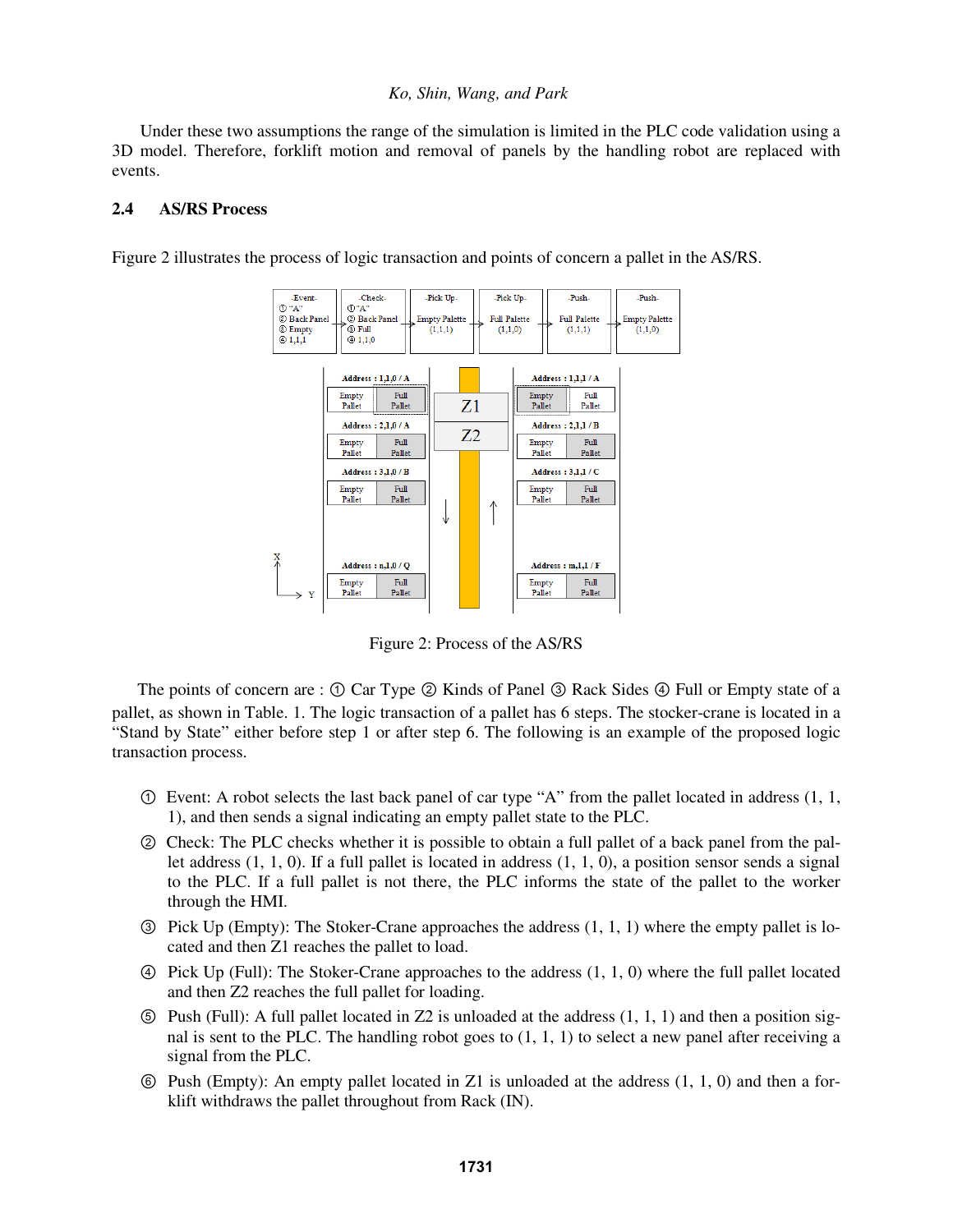Under these two assumptions the range of the simulation is limited in the PLC code validation using a 3D model. Therefore, forklift motion and removal of panels by the handling robot are replaced with events.

## 2.4 AS/RS Process

Figure 2 illustrates the process of logic transaction and points of concern a pallet in the AS/RS.

Figure 2: Process of the AS/RS

The points of concern are : ① Car Type ② Kinds of Panel ③ Rack Sides ④ Full or Empty state of a pallet, as shown in Table. 1. The logic transaction of a pallet has 6 steps. The stocker-crane is located in a "Stand by State" either before step 1 or after step 6. The following is an example of the proposed logic transaction process.

① Event: A robot selects the last back panel of car type "A" from the pallet located in address (1, 1, 1), and then sends a signal indicating an empty pallet state to the PLC.

② Check: The PLC checks whether it is possible to obtain a full pallet of a back panel from the pallet address (1, 1, 0). If a full pallet is located in address (1, 1, 0), a position sensor sends a signal to the PLC. If a full pallet is not there, the PLC informs the state of the pallet to the worker through the HMI.

③ Pick Up (Empty): The Stoker-Crane approaches the address (1, 1, 1) where the empty pallet is located and then Z1 reaches the pallet to load.

④ Pick Up (Full): The Stoker-Crane approaches to the address (1, 1, 0) where the full pallet located and then Z2 reaches the full pallet for loading.

⑤ Push (Full): A full pallet located in Z2 is unloaded at the address (1, 1, 1) and then a position signal is sent to the PLC. The handling robot goes to (1, 1, 1) to select a new panel after receiving a signal from the PLC.

⑥ Push (Empty): An empty pallet located in Z1 is unloaded at the address (1, 1, 0) and then a forklift withdraws the pallet throughout from Rack (IN).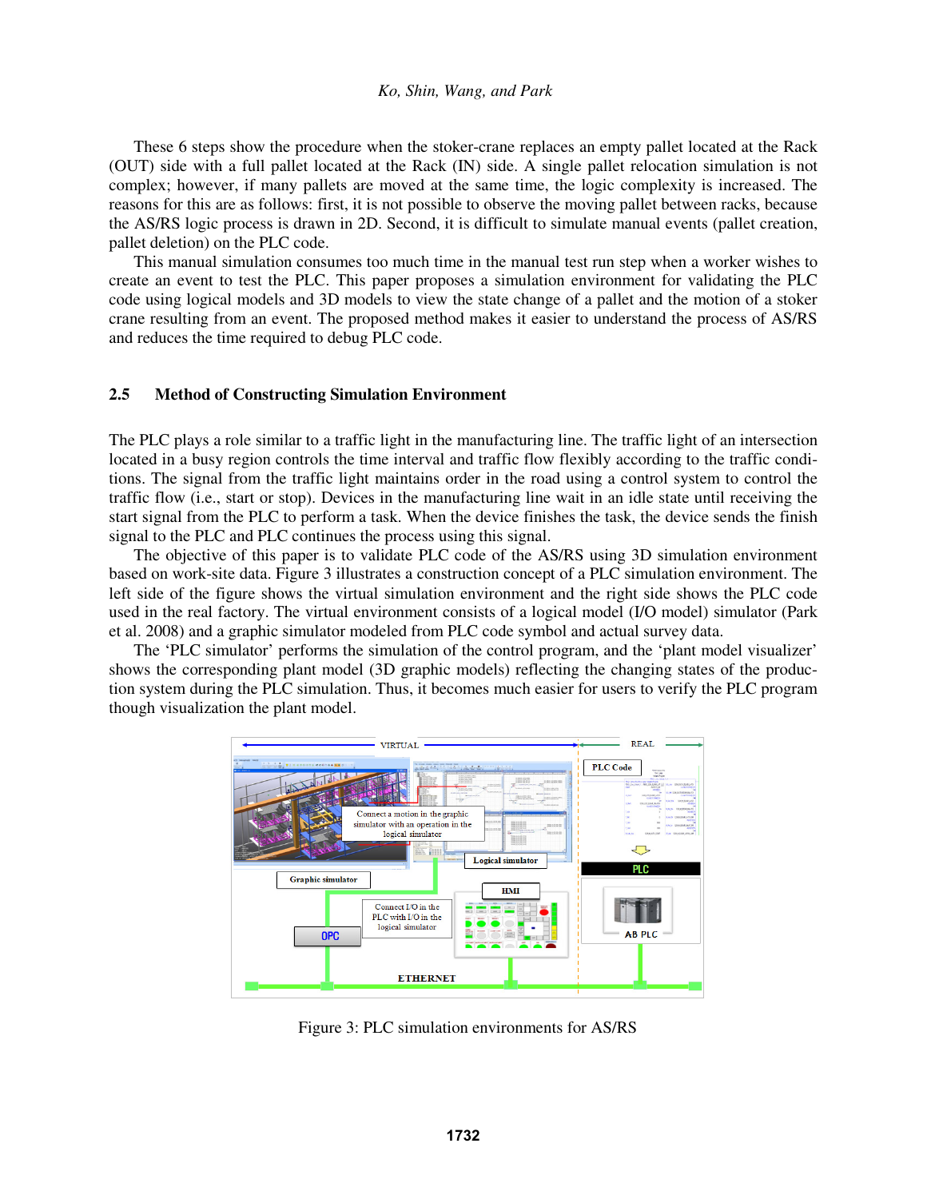These 6 steps show the procedure when the stoker-crane replaces an empty pallet located at the Rack (OUT) side with a full pallet located at the Rack (IN) side. A single pallet relocation simulation is not complex; however, if many pallets are moved at the same time, the logic complexity is increased. The reasons for this are as follows: first, it is not possible to observe the moving pallet between racks, because the AS/RS logic process is drawn in 2D. Second, it is difficult to simulate manual events (pallet creation, pallet deletion) on the PLC code.

This manual simulation consumes too much time in the manual test run step when a worker wishes to create an event to test the PLC. This paper proposes a simulation environment for validating the PLC code using logical models and 3D models to view the state change of a pallet and the motion of a stoker crane resulting from an event. The proposed method makes it easier to understand the process of AS/RS and reduces the time required to debug PLC code.

### 2.5 Method of Constructing Simulation Environment

The PLC plays a role similar to a traffic light in the manufacturing line. The traffic light of an intersection located in a busy region controls the time interval and traffic flow flexibly according to the traffic conditions. The signal from the traffic light maintains order in the road using a control system to control the traffic flow (i.e., start or stop). Devices in the manufacturing line wait in an idle state until receiving the start signal from the PLC to perform a task. When the device finishes the task, the device sends the finish signal to the PLC and PLC continues the process using this signal.

The objective of this paper is to validate PLC code of the AS/RS using 3D simulation environment based on work-site data. Figure 3 illustrates a construction concept of a PLC simulation environment. The left side of the figure shows the virtual simulation environment and the right side shows the PLC code used in the real factory. The virtual environment consists of a logical model (I/O model) simulator (Park et al. 2008) and a graphic simulator modeled from PLC code symbol and actual survey data.

The 'PLC simulator' performs the simulation of the control program, and the 'plant model visualizer' shows the corresponding plant model (3D graphic models) reflecting the changing states of the production system during the PLC simulation. Thus, it becomes much easier for users to verify the PLC program though visualization the plant model.

Figure 3: PLC simulation environments for AS/RS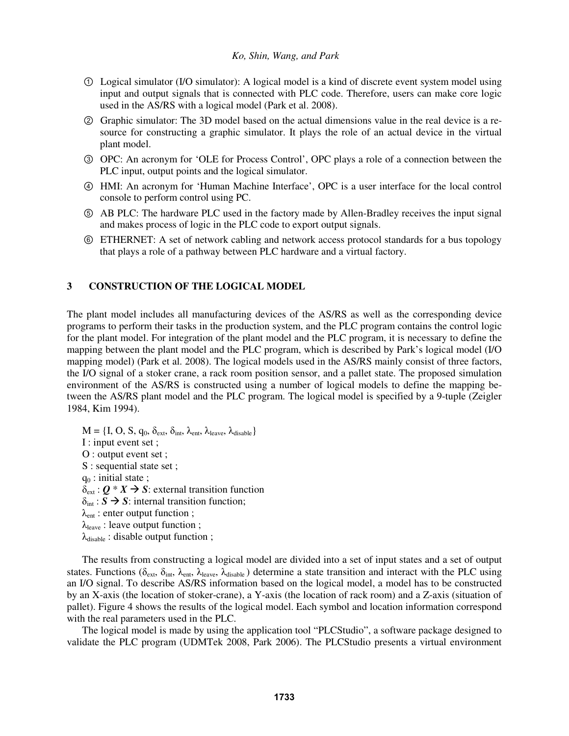① Logical simulator (I/O simulator): A logical model is a kind of discrete event system model using input and output signals that is connected with PLC code. Therefore, users can make core logic used in the AS/RS with a logical model (Park et al. 2008).

② Graphic simulator: The 3D model based on the actual dimensions value in the real device is a resource for constructing a graphic simulator. It plays the role of an actual device in the virtual plant model.

③ OPC: An acronym for 'OLE for Process Control', OPC plays a role of a connection between the PLC input, output points and the logical simulator.

④ HMI: An acronym for 'Human Machine Interface', OPC is a user interface for the local control console to perform control using PC.

⑤ AB PLC: The hardware PLC used in the factory made by Allen-Bradley receives the input signal and makes process of logic in the PLC code to export output signals.

⑥ ETHERNET: A set of network cabling and network access protocol standards for a bus topology that plays a role of a pathway between PLC hardware and a virtual factory.

## 3 CONSTRUCTION OF THE LOGICAL MODEL

The plant model includes all manufacturing devices of the AS/RS as well as the corresponding device programs to perform their tasks in the production system, and the PLC program contains the control logic for the plant model. For integration of the plant model and the PLC program, it is necessary to define the mapping between the plant model and the PLC program, which is described by Park's logical model (I/O mapping model) (Park et al. 2008). The logical models used in the AS/RS mainly consist of three factors, the I/O signal of a stoker crane, a rack room position sensor, and a pallet state. The proposed simulation environment of the AS/RS is constructed using a number of logical models to define the mapping between the AS/RS plant model and the PLC program. The logical model is specified by a 9-tuple (Zeigler 1984, Kim 1994).

$M = \{I, O, S, q_0, \delta_{ext}, \delta_{int}, \lambda_{ent}, \lambda_{leave}, \lambda_{disable}\}$
I : input event set ;
O : output event set ;
S : sequential state set ;
$q_0$ : initial state ;
$\delta_{ext}$ : $\boldsymbol{Q} * \boldsymbol{X} \rightarrow \boldsymbol{S}$: external transition function
$\delta_{int}$ : $\boldsymbol{S} \rightarrow \boldsymbol{S}$: internal transition function;
$\lambda_{ent}$ : enter output function ;
$\lambda_{leave}$ : leave output function ;
$\lambda_{disable}$ : disable output function ;

The results from constructing a logical model are divided into a set of input states and a set of output states. Functions ($\delta_{ext}$, $\delta_{int}$, $\lambda_{ent}$, $\lambda_{leave}$, $\lambda_{disable}$ ) determine a state transition and interact with the PLC using an I/O signal. To describe AS/RS information based on the logical model, a model has to be constructed by an X-axis (the location of stoker-crane), a Y-axis (the location of rack room) and a Z-axis (situation of pallet). Figure 4 shows the results of the logical model. Each symbol and location information correspond with the real parameters used in the PLC.

The logical model is made by using the application tool "PLCStudio", a software package designed to validate the PLC program (UDMTek 2008, Park 2006). The PLCStudio presents a virtual environment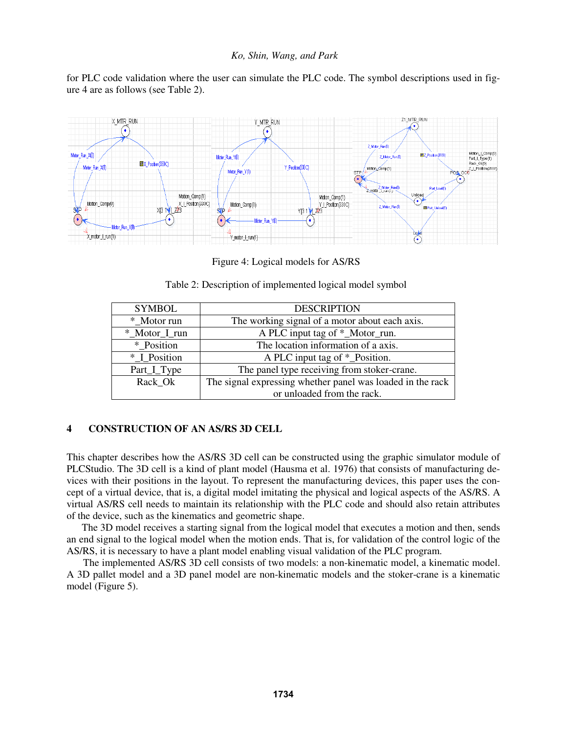for PLC code validation where the user can simulate the PLC code. The symbol descriptions used in figure 4 are as follows (see Table 2).

Figure 4: Logical models for AS/RS

Table 2: Description of implemented logical model symbol

| SYMBOL | DESCRIPTION |
|---|---|
| *_Motor run | The working signal of a motor about each axis. |
| *_Motor_I_run | A PLC input tag of *_Motor_run. |
| *_Position | The location information of a axis. |
| *_I_Position | A PLC input tag of *_Position. |
| Part_I_Type | The panel type receiving from stoker-crane. |
| Rack_Ok | The signal expressing whether panel was loaded in the rack or unloaded from the rack. |

## 4 CONSTRUCTION OF AN AS/RS 3D CELL

This chapter describes how the AS/RS 3D cell can be constructed using the graphic simulator module of PLCStudio. The 3D cell is a kind of plant model (Hausma et al. 1976) that consists of manufacturing devices with their positions in the layout. To represent the manufacturing devices, this paper uses the concept of a virtual device, that is, a digital model imitating the physical and logical aspects of the AS/RS. A virtual AS/RS cell needs to maintain its relationship with the PLC code and should also retain attributes of the device, such as the kinematics and geometric shape.

The 3D model receives a starting signal from the logical model that executes a motion and then, sends an end signal to the logical model when the motion ends. That is, for validation of the control logic of the AS/RS, it is necessary to have a plant model enabling visual validation of the PLC program.

The implemented AS/RS 3D cell consists of two models: a non-kinematic model, a kinematic model. A 3D pallet model and a 3D panel model are non-kinematic models and the stoker-crane is a kinematic model (Figure 5).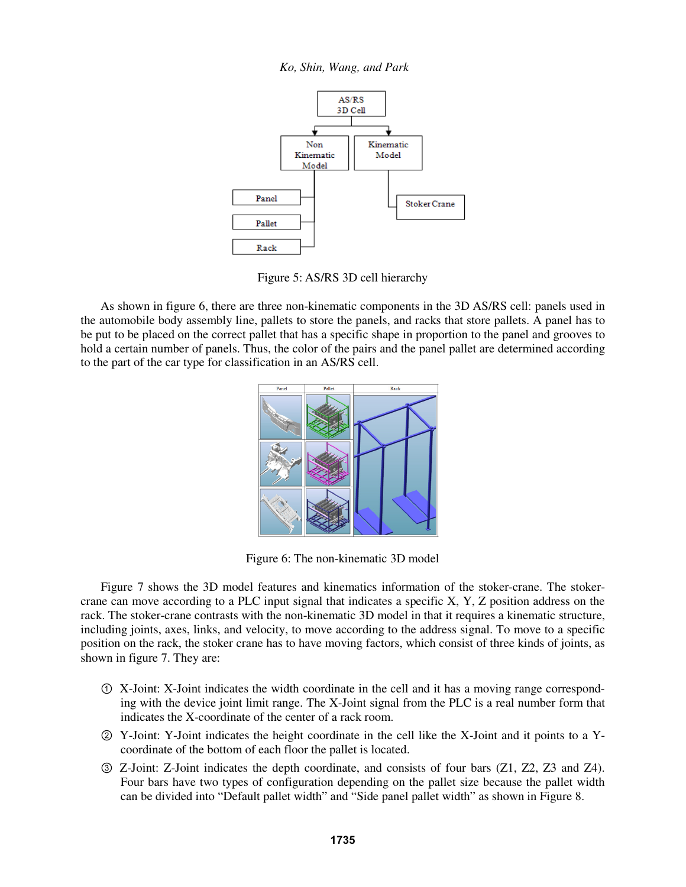Figure 5: AS/RS 3D cell hierarchy

As shown in figure 6, there are three non-kinematic components in the 3D AS/RS cell: panels used in the automobile body assembly line, pallets to store the panels, and racks that store pallets. A panel has to be put to be placed on the correct pallet that has a specific shape in proportion to the panel and grooves to hold a certain number of panels. Thus, the color of the pairs and the panel pallet are determined according to the part of the car type for classification in an AS/RS cell.

Figure 6: The non-kinematic 3D model

Figure 7 shows the 3D model features and kinematics information of the stoker-crane. The stoker-crane can move according to a PLC input signal that indicates a specific X, Y, Z position address on the rack. The stoker-crane contrasts with the non-kinematic 3D model in that it requires a kinematic structure, including joints, axes, links, and velocity, to move according to the address signal. To move to a specific position on the rack, the stoker crane has to have moving factors, which consist of three kinds of joints, as shown in figure 7. They are:

① X-Joint: X-Joint indicates the width coordinate in the cell and it has a moving range corresponding with the device joint limit range. The X-Joint signal from the PLC is a real number form that indicates the X-coordinate of the center of a rack room.

② Y-Joint: Y-Joint indicates the height coordinate in the cell like the X-Joint and it points to a Y-coordinate of the bottom of each floor the pallet is located.

③ Z-Joint: Z-Joint indicates the depth coordinate, and consists of four bars (Z1, Z2, Z3 and Z4). Four bars have two types of configuration depending on the pallet size because the pallet width can be divided into "Default pallet width" and "Side panel pallet width" as shown in Figure 8.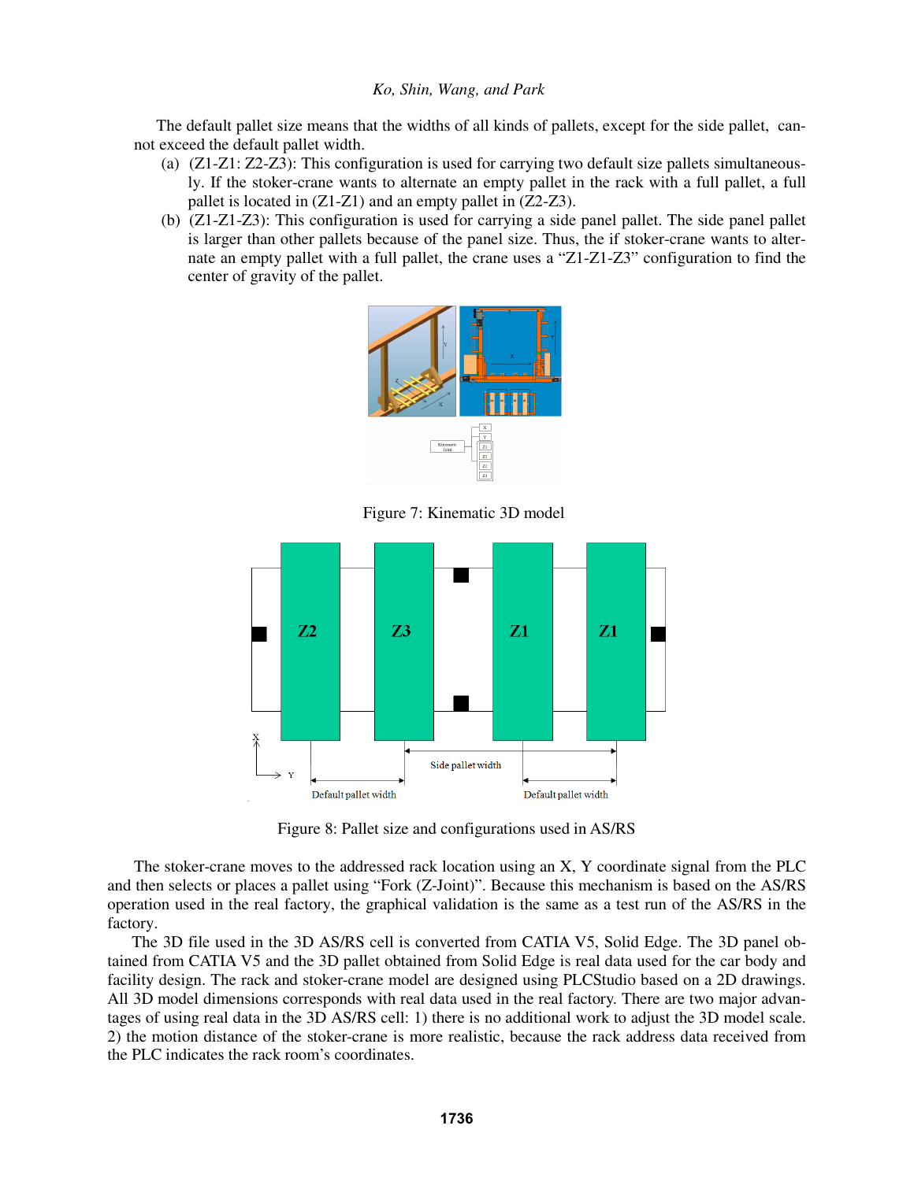The default pallet size means that the widths of all kinds of pallets, except for the side pallet, cannot exceed the default pallet width.

(a) (Z1-Z1: Z2-Z3): This configuration is used for carrying two default size pallets simultaneously. If the stoker-crane wants to alternate an empty pallet in the rack with a full pallet, a full pallet is located in (Z1-Z1) and an empty pallet in (Z2-Z3).

(b) (Z1-Z1-Z3): This configuration is used for carrying a side panel pallet. The side panel pallet is larger than other pallets because of the panel size. Thus, the if stoker-crane wants to alternate an empty pallet with a full pallet, the crane uses a "Z1-Z1-Z3" configuration to find the center of gravity of the pallet.

Figure 7: Kinematic 3D model

Figure 8: Pallet size and configurations used in AS/RS

The stoker-crane moves to the addressed rack location using an X, Y coordinate signal from the PLC and then selects or places a pallet using "Fork (Z-Joint)". Because this mechanism is based on the AS/RS operation used in the real factory, the graphical validation is the same as a test run of the AS/RS in the factory.

The 3D file used in the 3D AS/RS cell is converted from CATIA V5, Solid Edge. The 3D panel obtained from CATIA V5 and the 3D pallet obtained from Solid Edge is real data used for the car body and facility design. The rack and stoker-crane model are designed using PLCStudio based on a 2D drawings. All 3D model dimensions corresponds with real data used in the real factory. There are two major advantages of using real data in the 3D AS/RS cell: 1) there is no additional work to adjust the 3D model scale. 2) the motion distance of the stoker-crane is more realistic, because the rack address data received from the PLC indicates the rack room's coordinates.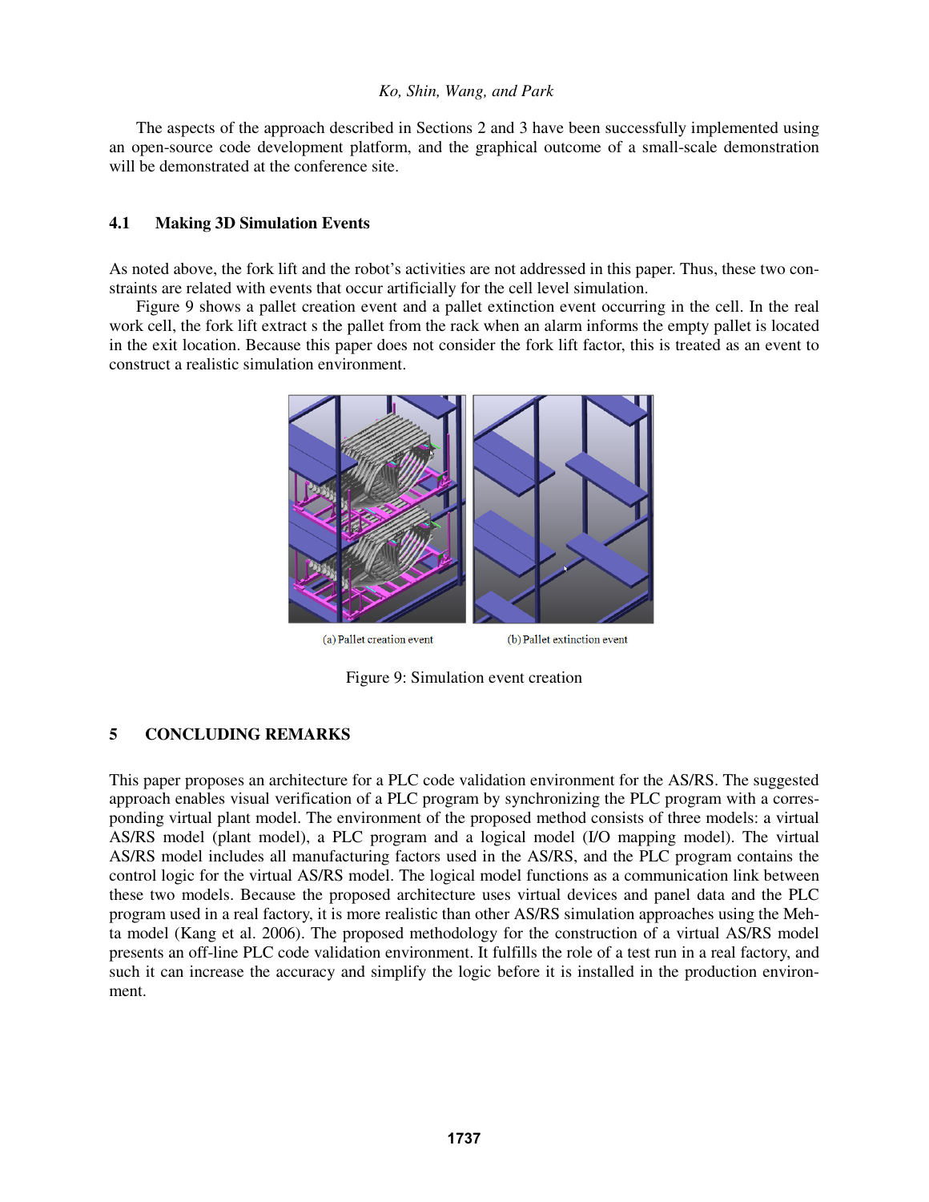The aspects of the approach described in Sections 2 and 3 have been successfully implemented using an open-source code development platform, and the graphical outcome of a small-scale demonstration will be demonstrated at the conference site.

### 4.1 Making 3D Simulation Events

As noted above, the fork lift and the robot's activities are not addressed in this paper. Thus, these two constraints are related with events that occur artificially for the cell level simulation.

Figure 9 shows a pallet creation event and a pallet extinction event occurring in the cell. In the real work cell, the fork lift extract s the pallet from the rack when an alarm informs the empty pallet is located in the exit location. Because this paper does not consider the fork lift factor, this is treated as an event to construct a realistic simulation environment.

(a) Pallet creation event (b) Pallet extinction event

Figure 9: Simulation event creation

## 5 CONCLUDING REMARKS

This paper proposes an architecture for a PLC code validation environment for the AS/RS. The suggested approach enables visual verification of a PLC program by synchronizing the PLC program with a corresponding virtual plant model. The environment of the proposed method consists of three models: a virtual AS/RS model (plant model), a PLC program and a logical model (I/O mapping model). The virtual AS/RS model includes all manufacturing factors used in the AS/RS, and the PLC program contains the control logic for the virtual AS/RS model. The logical model functions as a communication link between these two models. Because the proposed architecture uses virtual devices and panel data and the PLC program used in a real factory, it is more realistic than other AS/RS simulation approaches using the Mehta model (Kang et al. 2006). The proposed methodology for the construction of a virtual AS/RS model presents an off-line PLC code validation environment. It fulfills the role of a test run in a real factory, and such it can increase the accuracy and simplify the logic before it is installed in the production environment.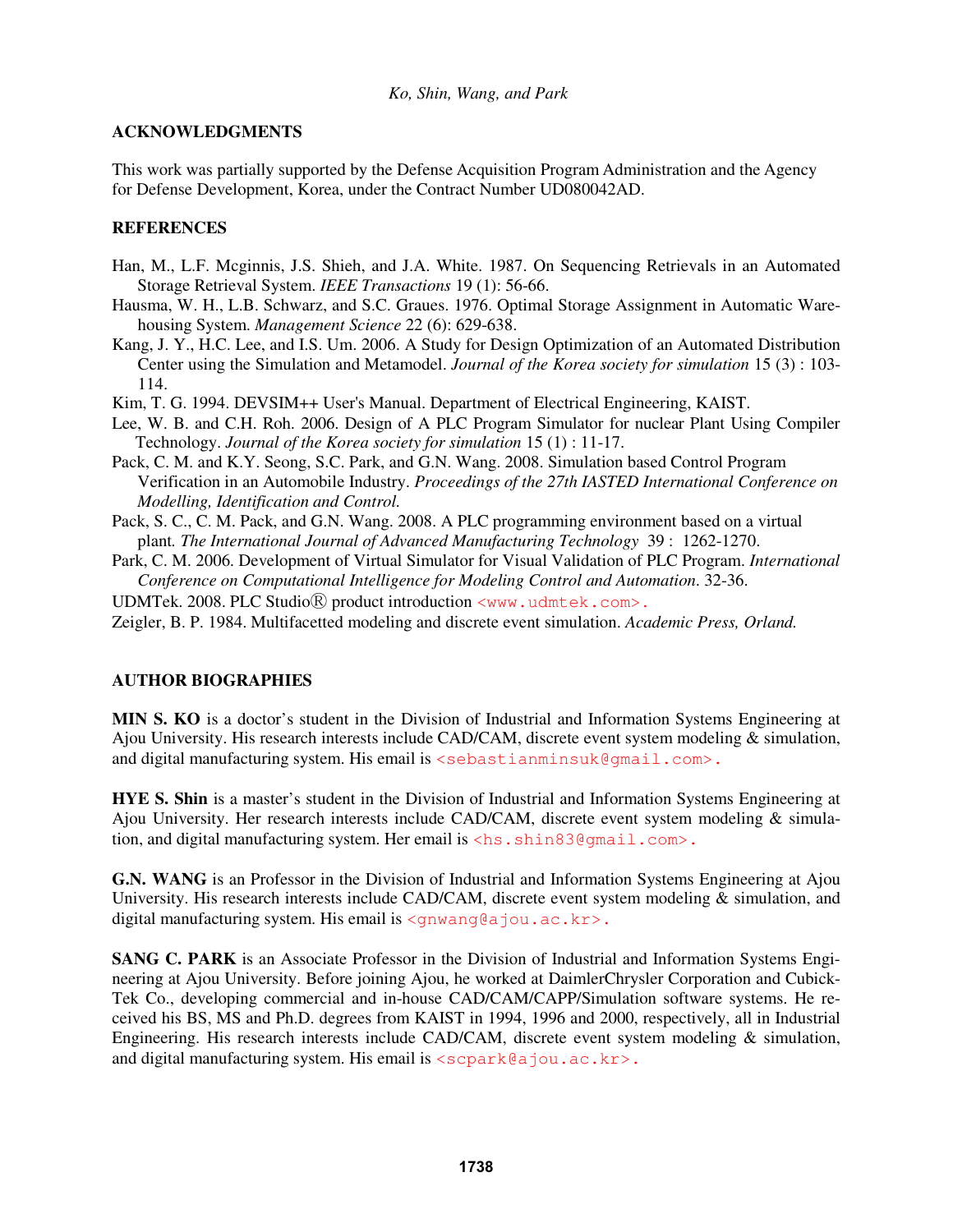## ACKNOWLEDGMENTS

This work was partially supported by the Defense Acquisition Program Administration and the Agency for Defense Development, Korea, under the Contract Number UD080042AD.

## REFERENCES

Han, M., L.F. Mcginnis, J.S. Shieh, and J.A. White. 1987. On Sequencing Retrievals in an Automated Storage Retrieval System. *IEEE Transactions* 19 (1): 56-66.

Hausma, W. H., L.B. Schwarz, and S.C. Graues. 1976. Optimal Storage Assignment in Automatic Warehousing System. *Management Science* 22 (6): 629-638.

Kang, J. Y., H.C. Lee, and I.S. Um. 2006. A Study for Design Optimization of an Automated Distribution Center using the Simulation and Metamodel. *Journal of the Korea society for simulation* 15 (3) : 103-114.

Kim, T. G. 1994. DEVSIM++ User's Manual. Department of Electrical Engineering, KAIST.

Lee, W. B. and C.H. Roh. 2006. Design of A PLC Program Simulator for nuclear Plant Using Compiler Technology. *Journal of the Korea society for simulation* 15 (1) : 11-17.

Pack, C. M. and K.Y. Seong, S.C. Park, and G.N. Wang. 2008. Simulation based Control Program Verification in an Automobile Industry. *Proceedings of the 27th IASTED International Conference on Modelling, Identification and Control.*

Pack, S. C., C. M. Pack, and G.N. Wang. 2008. A PLC programming environment based on a virtual plant. *The International Journal of Advanced Manufacturing Technology* 39 : 1262-1270.

Park, C. M. 2006. Development of Virtual Simulator for Visual Validation of PLC Program. *International Conference on Computational Intelligence for Modeling Control and Automation*. 32-36.

UDMTek. 2008. PLC Studio® product introduction <www.udmtek.com>.

Zeigler, B. P. 1984. Multifacetted modeling and discrete event simulation. *Academic Press, Orland.*

## AUTHOR BIOGRAPHIES

**MIN S. KO** is a doctor's student in the Division of Industrial and Information Systems Engineering at Ajou University. His research interests include CAD/CAM, discrete event system modeling & simulation, and digital manufacturing system. His email is <sebastianminsuk@gmail.com>.

**HYE S. Shin** is a master's student in the Division of Industrial and Information Systems Engineering at Ajou University. Her research interests include CAD/CAM, discrete event system modeling & simulation, and digital manufacturing system. Her email is <hs.shin83@gmail.com>.

**G.N. WANG** is an Professor in the Division of Industrial and Information Systems Engineering at Ajou University. His research interests include CAD/CAM, discrete event system modeling & simulation, and digital manufacturing system. His email is <gnwang@ajou.ac.kr>.

**SANG C. PARK** is an Associate Professor in the Division of Industrial and Information Systems Engineering at Ajou University. Before joining Ajou, he worked at DaimlerChrysler Corporation and Cubick-Tek Co., developing commercial and in-house CAD/CAM/CAPP/Simulation software systems. He received his BS, MS and Ph.D. degrees from KAIST in 1994, 1996 and 2000, respectively, all in Industrial Engineering. His research interests include CAD/CAM, discrete event system modeling & simulation, and digital manufacturing system. His email is <scpark@ajou.ac.kr>.